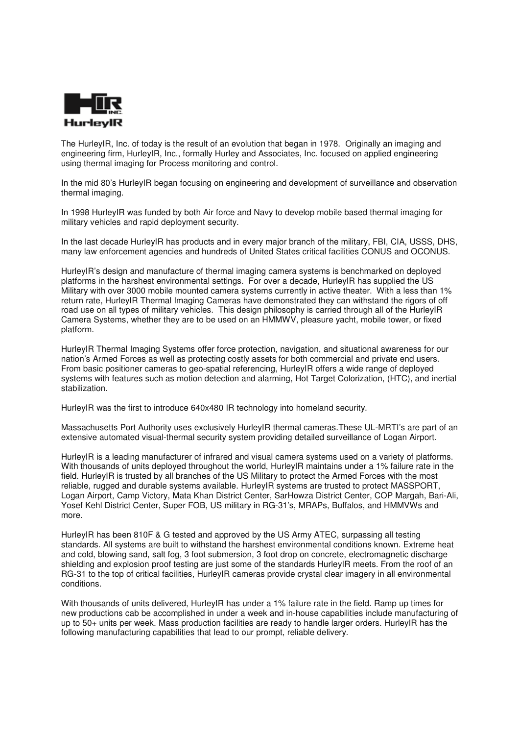HurleyIR

The HurleyIR, Inc. of today is the result of an evolution that began in 1978. Originally an imaging and engineering firm, HurleyIR, Inc., formally Hurley and Associates, Inc. focused on applied engineering using thermal imaging for Process monitoring and control.

In the mid 80's HurleyIR began focusing on engineering and development of surveillance and observation thermal imaging.

In 1998 HurleyIR was funded by both Air force and Navy to develop mobile based thermal imaging for military vehicles and rapid deployment security.

In the last decade HurleyIR has products and in every major branch of the military, FBI, CIA, USSS, DHS, many law enforcement agencies and hundreds of United States critical facilities CONUS and OCONUS.

HurleyIR's design and manufacture of thermal imaging camera systems is benchmarked on deployed platforms in the harshest environmental settings. For over a decade, HurleyIR has supplied the US Military with over 3000 mobile mounted camera systems currently in active theater. With a less than 1% return rate, HurleyIR Thermal Imaging Cameras have demonstrated they can withstand the rigors of off road use on all types of military vehicles. This design philosophy is carried through all of the HurleyIR Camera Systems, whether they are to be used on an HMMWV, pleasure yacht, mobile tower, or fixed platform.

HurleyIR Thermal Imaging Systems offer force protection, navigation, and situational awareness for our nation's Armed Forces as well as protecting costly assets for both commercial and private end users. From basic positioner cameras to geo-spatial referencing, HurleyIR offers a wide range of deployed systems with features such as motion detection and alarming, Hot Target Colorization, (HTC), and inertial stabilization.

HurleyIR was the first to introduce 640x480 IR technology into homeland security.

Massachusetts Port Authority uses exclusively HurleyIR thermal cameras.These UL-MRTI's are part of an extensive automated visual-thermal security system providing detailed surveillance of Logan Airport.

HurleyIR is a leading manufacturer of infrared and visual camera systems used on a variety of platforms. With thousands of units deployed throughout the world, HurleyIR maintains under a 1% failure rate in the field. HurleyIR is trusted by all branches of the US Military to protect the Armed Forces with the most reliable, rugged and durable systems available. HurleyIR systems are trusted to protect MASSPORT, Logan Airport, Camp Victory, Mata Khan District Center, SarHowza District Center, COP Margah, Bari-Ali, Yosef Kehl District Center, Super FOB, US military in RG-31's, MRAPs, Buffalos, and HMMVWs and more.

HurleyIR has been 810F & G tested and approved by the US Army ATEC, surpassing all testing standards. All systems are built to withstand the harshest environmental conditions known. Extreme heat and cold, blowing sand, salt fog, 3 foot submersion, 3 foot drop on concrete, electromagnetic discharge shielding and explosion proof testing are just some of the standards HurleyIR meets. From the roof of an RG-31 to the top of critical facilities, HurleyIR cameras provide crystal clear imagery in all environmental conditions.

With thousands of units delivered, HurleyIR has under a 1% failure rate in the field. Ramp up times for new productions cab be accomplished in under a week and in-house capabilities include manufacturing of up to 50+ units per week. Mass production facilities are ready to handle larger orders. HurleyIR has the following manufacturing capabilities that lead to our prompt, reliable delivery.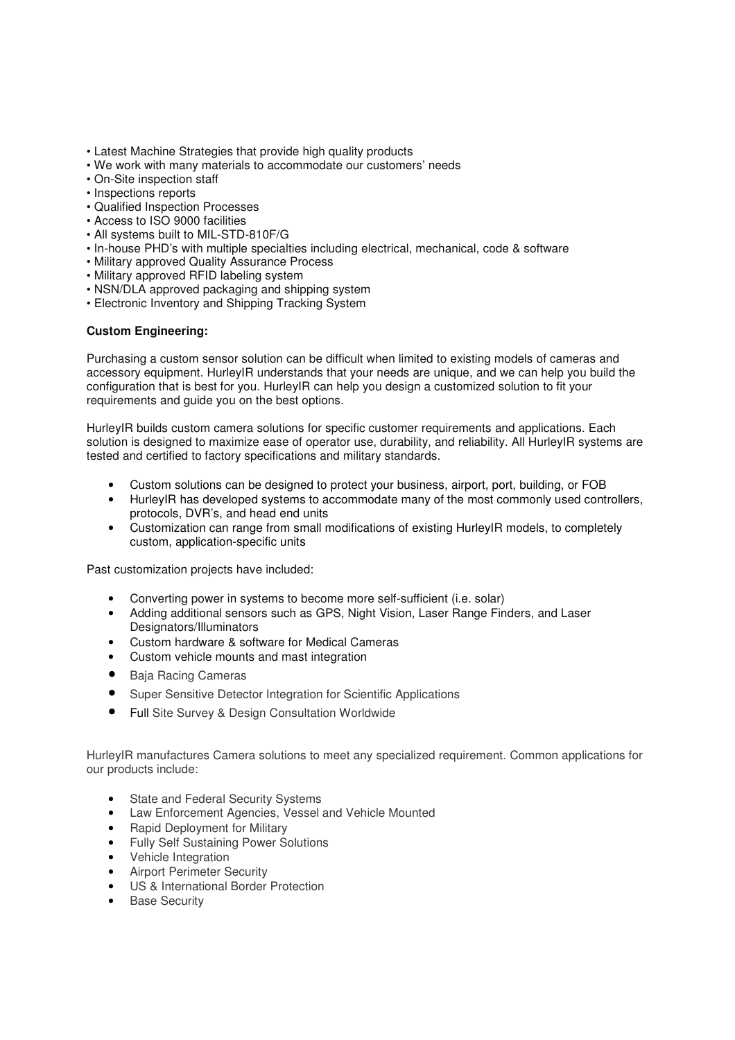- Latest Machine Strategies that provide high quality products
- We work with many materials to accommodate our customers' needs
- On-Site inspection staff
- Inspections reports
- Qualified Inspection Processes
- Access to ISO 9000 facilities
- All systems built to MIL-STD-810F/G
- In-house PHD's with multiple specialties including electrical, mechanical, code & software
- Military approved Quality Assurance Process
- Military approved RFID labeling system
- NSN/DLA approved packaging and shipping system
- Electronic Inventory and Shipping Tracking System

**Custom Engineering:**

Purchasing a custom sensor solution can be difficult when limited to existing models of cameras and accessory equipment. HurleyIR understands that your needs are unique, and we can help you build the configuration that is best for you. HurleyIR can help you design a customized solution to fit your requirements and guide you on the best options.

HurleyIR builds custom camera solutions for specific customer requirements and applications. Each solution is designed to maximize ease of operator use, durability, and reliability. All HurleyIR systems are tested and certified to factory specifications and military standards.

- Custom solutions can be designed to protect your business, airport, port, building, or FOB
- HurleyIR has developed systems to accommodate many of the most commonly used controllers, protocols, DVR's, and head end units
- Customization can range from small modifications of existing HurleyIR models, to completely custom, application-specific units

Past customization projects have included:

- Converting power in systems to become more self-sufficient (i.e. solar)
- Adding additional sensors such as GPS, Night Vision, Laser Range Finders, and Laser Designators/Illuminators
- Custom hardware & software for Medical Cameras
- Custom vehicle mounts and mast integration
- Baja Racing Cameras
- Super Sensitive Detector Integration for Scientific Applications
- Full Site Survey & Design Consultation Worldwide

HurleyIR manufactures Camera solutions to meet any specialized requirement. Common applications for our products include:

- State and Federal Security Systems
- Law Enforcement Agencies, Vessel and Vehicle Mounted
- Rapid Deployment for Military
- Fully Self Sustaining Power Solutions
- Vehicle Integration
- Airport Perimeter Security
- US & International Border Protection
- Base Security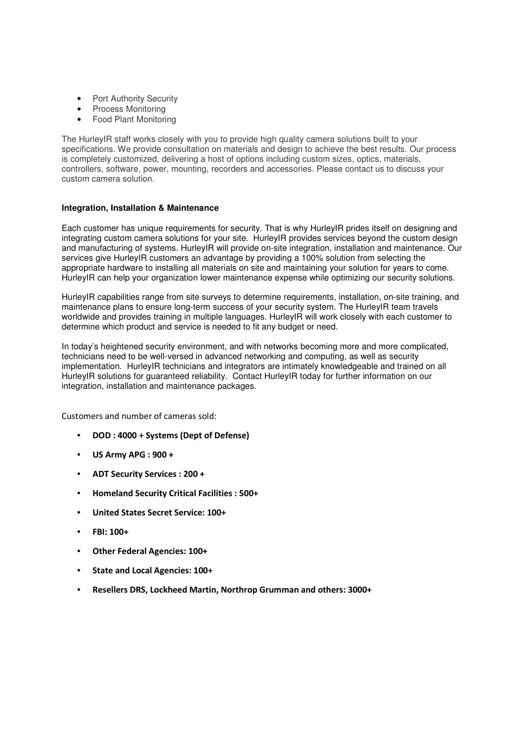- Port Authority Security
- Process Monitoring
- Food Plant Monitoring

The HurleyIR staff works closely with you to provide high quality camera solutions built to your specifications. We provide consultation on materials and design to achieve the best results. Our process is completely customized, delivering a host of options including custom sizes, optics, materials, controllers, software, power, mounting, recorders and accessories. Please contact us to discuss your custom camera solution.

**Integration, Installation & Maintenance**

Each customer has unique requirements for security. That is why HurleyIR prides itself on designing and integrating custom camera solutions for your site. HurleyIR provides services beyond the custom design and manufacturing of systems. HurleyIR will provide on-site integration, installation and maintenance. Our services give HurleyIR customers an advantage by providing a 100% solution from selecting the appropriate hardware to installing all materials on site and maintaining your solution for years to come. HurleyIR can help your organization lower maintenance expense while optimizing our security solutions.

HurleyIR capabilities range from site surveys to determine requirements, installation, on-site training, and maintenance plans to ensure long-term success of your security system. The HurleyIR team travels worldwide and provides training in multiple languages. HurleyIR will work closely with each customer to determine which product and service is needed to fit any budget or need.

In today's heightened security environment, and with networks becoming more and more complicated, technicians need to be well-versed in advanced networking and computing, as well as security implementation. HurleyIR technicians and integrators are intimately knowledgeable and trained on all HurleyIR solutions for guaranteed reliability. Contact HurleyIR today for further information on our integration, installation and maintenance packages.

Customers and number of cameras sold:

- **DOD : 4000 + Systems (Dept of Defense)**
- **US Army APG : 900 +**
- **ADT Security Services : 200 +**
- **Homeland Security Critical Facilities : 500+**
- **United States Secret Service: 100+**
- **FBI: 100+**
- **Other Federal Agencies: 100+**
- **State and Local Agencies: 100+**
- **Resellers DRS, Lockheed Martin, Northrop Grumman and others: 3000+**